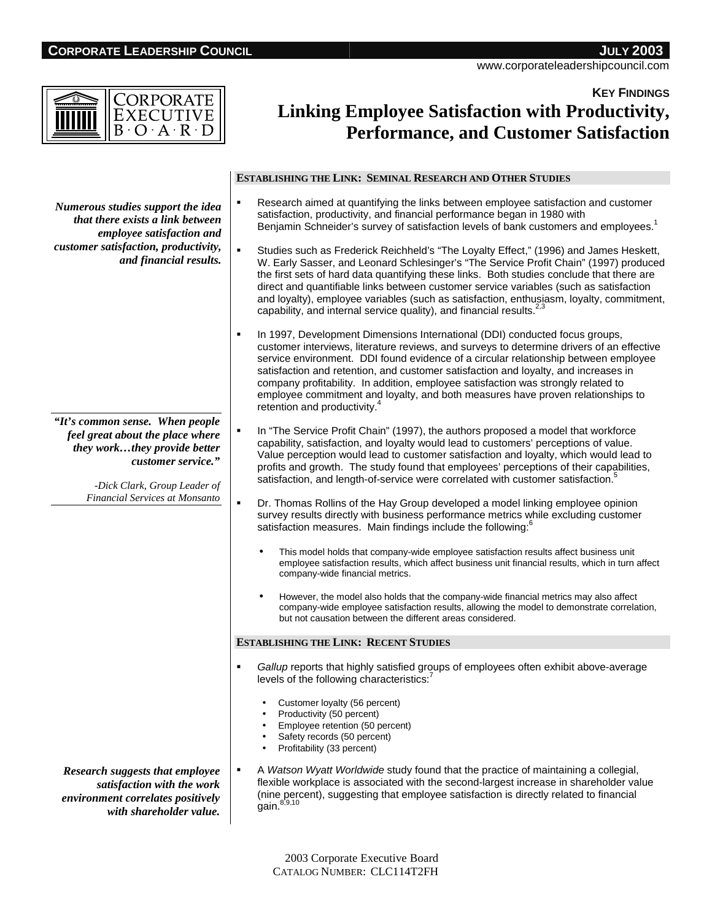**Key Findings**

# Linking Employee Satisfaction with Productivity, Performance, and Customer Satisfaction

## Establishing the Link: Seminal Research and Other Studies

***Numerous studies support the idea that there exists a link between employee satisfaction and customer satisfaction, productivity, and financial results.***

- Research aimed at quantifying the links between employee satisfaction and customer satisfaction, productivity, and financial performance began in 1980 with Benjamin Schneider's survey of satisfaction levels of bank customers and employees.[1]
- Studies such as Frederick Reichheld's "The Loyalty Effect," (1996) and James Heskett, W. Early Sasser, and Leonard Schlesinger's "The Service Profit Chain" (1997) produced the first sets of hard data quantifying these links. Both studies conclude that there are direct and quantifiable links between customer service variables (such as satisfaction and loyalty), employee variables (such as satisfaction, enthusiasm, loyalty, commitment, capability, and internal service quality), and financial results.[2,3]
- In 1997, Development Dimensions International (DDI) conducted focus groups, customer interviews, literature reviews, and surveys to determine drivers of an effective service environment. DDI found evidence of a circular relationship between employee satisfaction and retention, and customer satisfaction and loyalty, and increases in company profitability. In addition, employee satisfaction was strongly related to employee commitment and loyalty, and both measures have proven relationships to retention and productivity.[4]

> ***"It's common sense. When people feel great about the place where they work…they provide better customer service."***
>
> *-Dick Clark, Group Leader of Financial Services at Monsanto*

- In "The Service Profit Chain" (1997), the authors proposed a model that workforce capability, satisfaction, and loyalty would lead to customers' perceptions of value. Value perception would lead to customer satisfaction and loyalty, which would lead to profits and growth. The study found that employees' perceptions of their capabilities, satisfaction, and length-of-service were correlated with customer satisfaction.[5]
- Dr. Thomas Rollins of the Hay Group developed a model linking employee opinion survey results directly with business performance metrics while excluding customer satisfaction measures. Main findings include the following:[6]
  - This model holds that company-wide employee satisfaction results affect business unit employee satisfaction results, which affect business unit financial results, which in turn affect company-wide financial metrics.
  - However, the model also holds that the company-wide financial metrics may also affect company-wide employee satisfaction results, allowing the model to demonstrate correlation, but not causation between the different areas considered.

## Establishing the Link: Recent Studies

- *Gallup* reports that highly satisfied groups of employees often exhibit above-average levels of the following characteristics:[7]
  - Customer loyalty (56 percent)
  - Productivity (50 percent)
  - Employee retention (50 percent)
  - Safety records (50 percent)
  - Profitability (33 percent)

***Research suggests that employee satisfaction with the work environment correlates positively with shareholder value.***

- A *Watson Wyatt Worldwide* study found that the practice of maintaining a collegial, flexible workplace is associated with the second-largest increase in shareholder value (nine percent), suggesting that employee satisfaction is directly related to financial gain.[8,9,10]

2003 Corporate Executive Board
Catalog Number: CLC114T2FH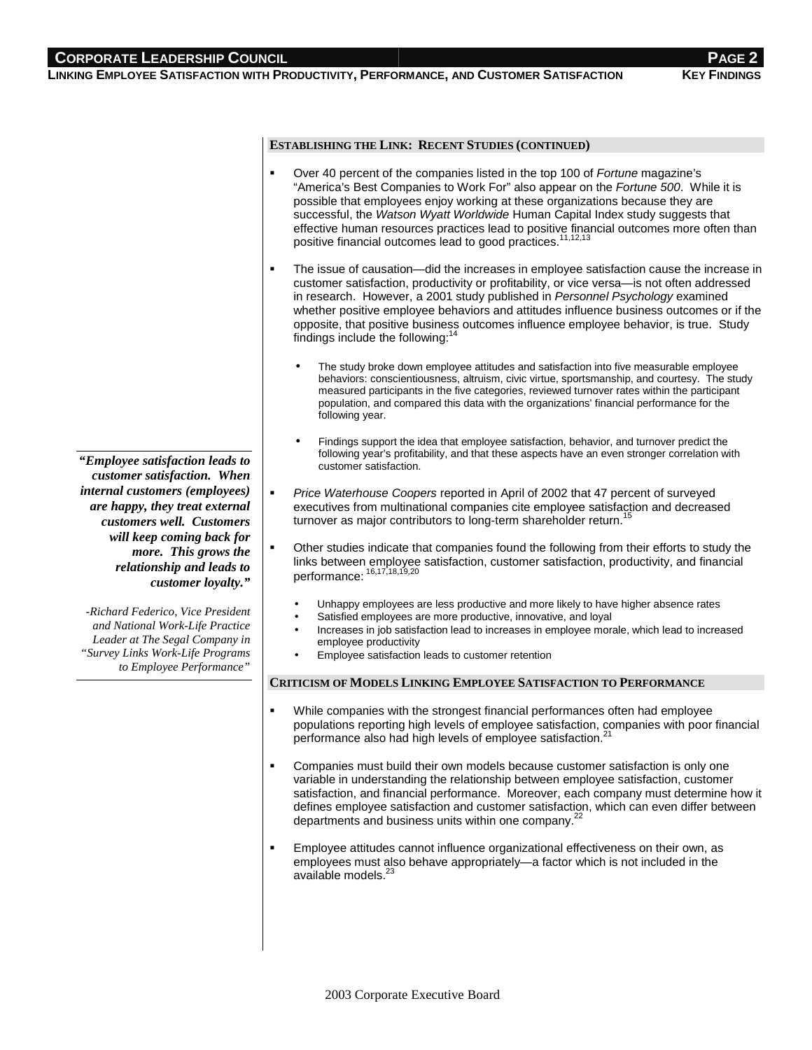### Establishing the Link: Recent Studies (continued)

- Over 40 percent of the companies listed in the top 100 of *Fortune* magazine's "America's Best Companies to Work For" also appear on the *Fortune 500*. While it is possible that employees enjoy working at these organizations because they are successful, the *Watson Wyatt Worldwide* Human Capital Index study suggests that effective human resources practices lead to positive financial outcomes more often than positive financial outcomes lead to good practices.[11,12,13]

- The issue of causation—did the increases in employee satisfaction cause the increase in customer satisfaction, productivity or profitability, or vice versa—is not often addressed in research. However, a 2001 study published in *Personnel Psychology* examined whether positive employee behaviors and attitudes influence business outcomes or if the opposite, that positive business outcomes influence employee behavior, is true. Study findings include the following:[14]

  - The study broke down employee attitudes and satisfaction into five measurable employee behaviors: conscientiousness, altruism, civic virtue, sportsmanship, and courtesy. The study measured participants in the five categories, reviewed turnover rates within the participant population, and compared this data with the organizations' financial performance for the following year.

  - Findings support the idea that employee satisfaction, behavior, and turnover predict the following year's profitability, and that these aspects have an even stronger correlation with customer satisfaction.

- *Price Waterhouse Coopers* reported in April of 2002 that 47 percent of surveyed executives from multinational companies cite employee satisfaction and decreased turnover as major contributors to long-term shareholder return.[15]

- Other studies indicate that companies found the following from their efforts to study the links between employee satisfaction, customer satisfaction, productivity, and financial performance:[16,17,18,19,20]

  - Unhappy employees are less productive and more likely to have higher absence rates
  - Satisfied employees are more productive, innovative, and loyal
  - Increases in job satisfaction lead to increases in employee morale, which lead to increased employee productivity
  - Employee satisfaction leads to customer retention

> ***"Employee satisfaction leads to customer satisfaction. When internal customers (employees) are happy, they treat external customers well. Customers will keep coming back for more. This grows the relationship and leads to customer loyalty."***
>
> *-Richard Federico, Vice President and National Work-Life Practice Leader at The Segal Company in "Survey Links Work-Life Programs to Employee Performance"*

### Criticism of Models Linking Employee Satisfaction to Performance

- While companies with the strongest financial performances often had employee populations reporting high levels of employee satisfaction, companies with poor financial performance also had high levels of employee satisfaction.[21]

- Companies must build their own models because customer satisfaction is only one variable in understanding the relationship between employee satisfaction, customer satisfaction, and financial performance. Moreover, each company must determine how it defines employee satisfaction and customer satisfaction, which can even differ between departments and business units within one company.[22]

- Employee attitudes cannot influence organizational effectiveness on their own, as employees must also behave appropriately—a factor which is not included in the available models.[23]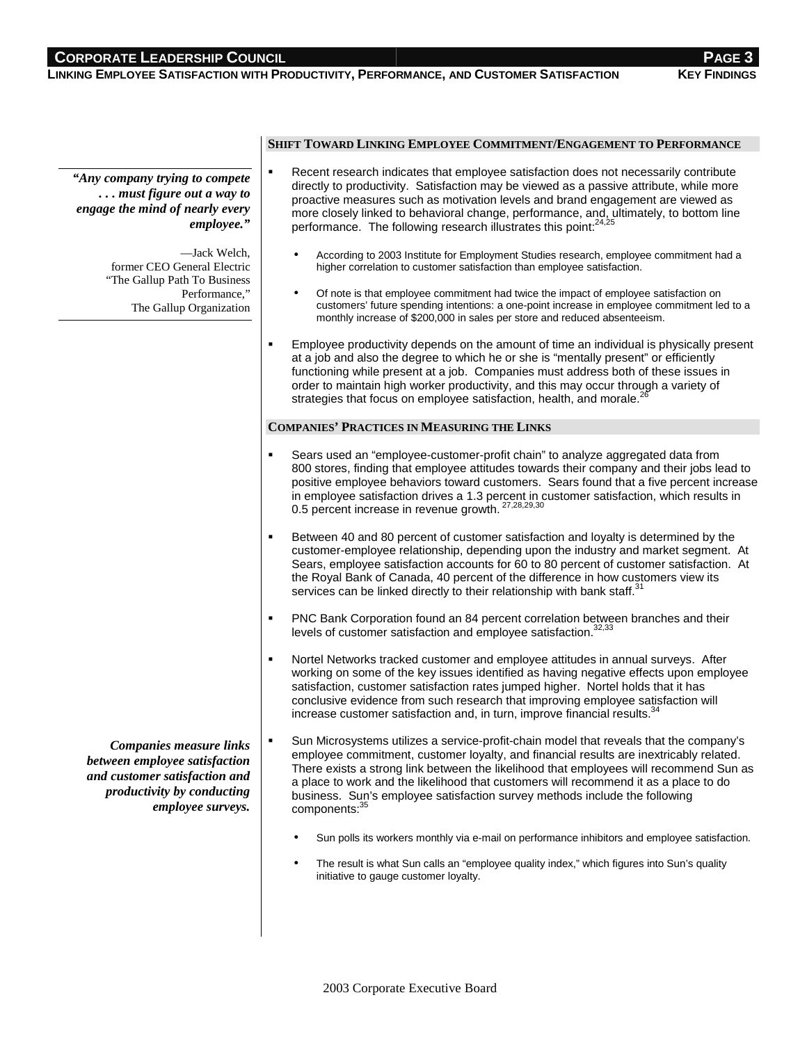## Shift Toward Linking Employee Commitment/Engagement to Performance

> ***"Any company trying to compete . . . must figure out a way to engage the mind of nearly every employee."***
>
> —Jack Welch, former CEO General Electric "The Gallup Path To Business Performance," The Gallup Organization

- Recent research indicates that employee satisfaction does not necessarily contribute directly to productivity. Satisfaction may be viewed as a passive attribute, while more proactive measures such as motivation levels and brand engagement are viewed as more closely linked to behavioral change, performance, and, ultimately, to bottom line performance. The following research illustrates this point:[24,25]
  - According to 2003 Institute for Employment Studies research, employee commitment had a higher correlation to customer satisfaction than employee satisfaction.
  - Of note is that employee commitment had twice the impact of employee satisfaction on customers' future spending intentions: a one-point increase in employee commitment led to a monthly increase of $200,000 in sales per store and reduced absenteeism.
- Employee productivity depends on the amount of time an individual is physically present at a job and also the degree to which he or she is "mentally present" or efficiently functioning while present at a job. Companies must address both of these issues in order to maintain high worker productivity, and this may occur through a variety of strategies that focus on employee satisfaction, health, and morale.[26]

## Companies' Practices in Measuring the Links

- Sears used an "employee-customer-profit chain" to analyze aggregated data from 800 stores, finding that employee attitudes towards their company and their jobs lead to positive employee behaviors toward customers. Sears found that a five percent increase in employee satisfaction drives a 1.3 percent in customer satisfaction, which results in 0.5 percent increase in revenue growth.[27,28,29,30]
- Between 40 and 80 percent of customer satisfaction and loyalty is determined by the customer-employee relationship, depending upon the industry and market segment. At Sears, employee satisfaction accounts for 60 to 80 percent of customer satisfaction. At the Royal Bank of Canada, 40 percent of the difference in how customers view its services can be linked directly to their relationship with bank staff.[31]
- PNC Bank Corporation found an 84 percent correlation between branches and their levels of customer satisfaction and employee satisfaction.[32,33]
- Nortel Networks tracked customer and employee attitudes in annual surveys. After working on some of the key issues identified as having negative effects upon employee satisfaction, customer satisfaction rates jumped higher. Nortel holds that it has conclusive evidence from such research that improving employee satisfaction will increase customer satisfaction and, in turn, improve financial results.[34]

> ***Companies measure links between employee satisfaction and customer satisfaction and productivity by conducting employee surveys.***

- Sun Microsystems utilizes a service-profit-chain model that reveals that the company's employee commitment, customer loyalty, and financial results are inextricably related. There exists a strong link between the likelihood that employees will recommend Sun as a place to work and the likelihood that customers will recommend it as a place to do business. Sun's employee satisfaction survey methods include the following components:[35]
  - Sun polls its workers monthly via e-mail on performance inhibitors and employee satisfaction.
  - The result is what Sun calls an "employee quality index," which figures into Sun's quality initiative to gauge customer loyalty.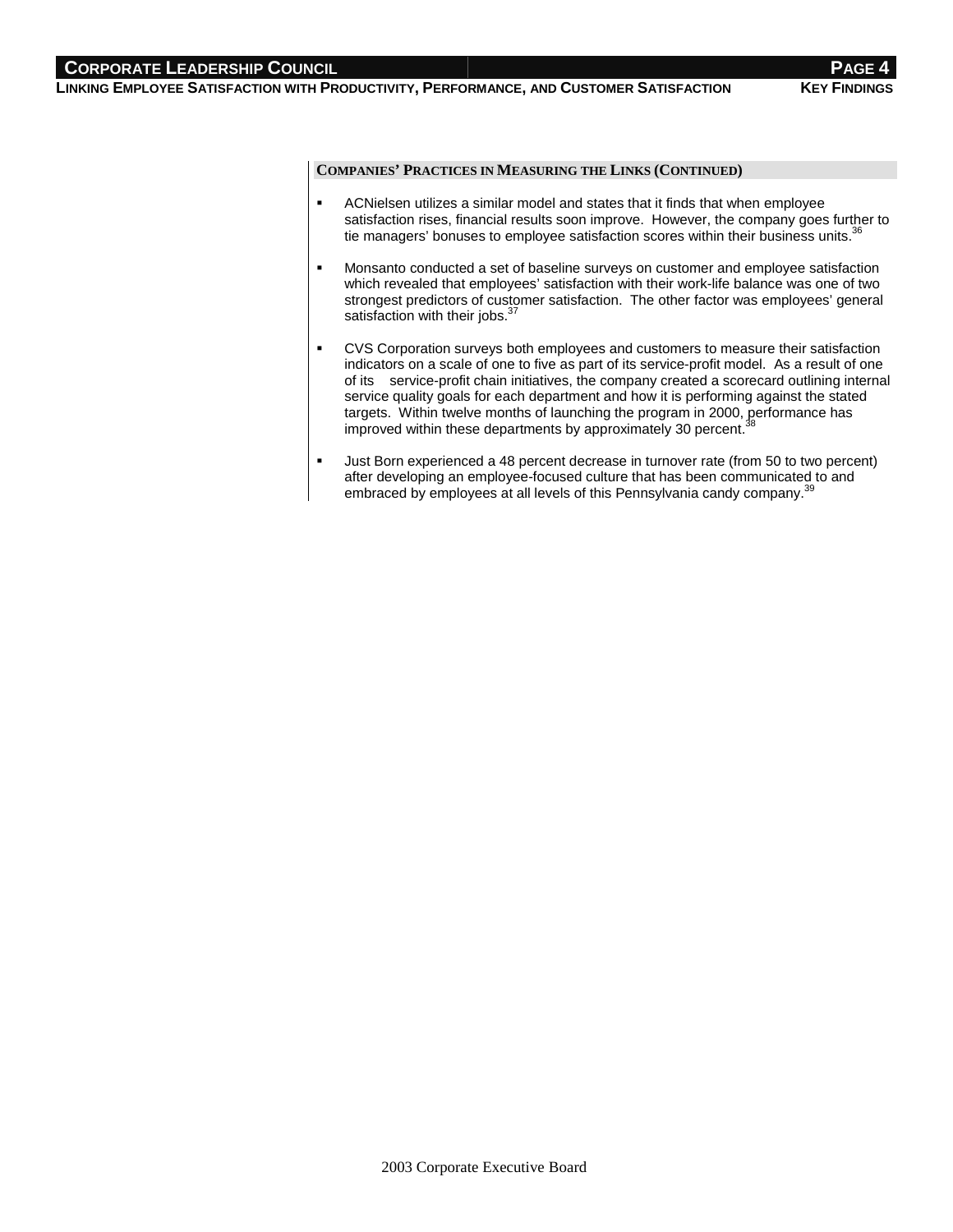## Companies' Practices in Measuring the Links (Continued)

- ACNielsen utilizes a similar model and states that it finds that when employee satisfaction rises, financial results soon improve. However, the company goes further to tie managers' bonuses to employee satisfaction scores within their business units.[36]
- Monsanto conducted a set of baseline surveys on customer and employee satisfaction which revealed that employees' satisfaction with their work-life balance was one of two strongest predictors of customer satisfaction. The other factor was employees' general satisfaction with their jobs.[37]
- CVS Corporation surveys both employees and customers to measure their satisfaction indicators on a scale of one to five as part of its service-profit model. As a result of one of its service-profit chain initiatives, the company created a scorecard outlining internal service quality goals for each department and how it is performing against the stated targets. Within twelve months of launching the program in 2000, performance has improved within these departments by approximately 30 percent.[38]
- Just Born experienced a 48 percent decrease in turnover rate (from 50 to two percent) after developing an employee-focused culture that has been communicated to and embraced by employees at all levels of this Pennsylvania candy company.[39]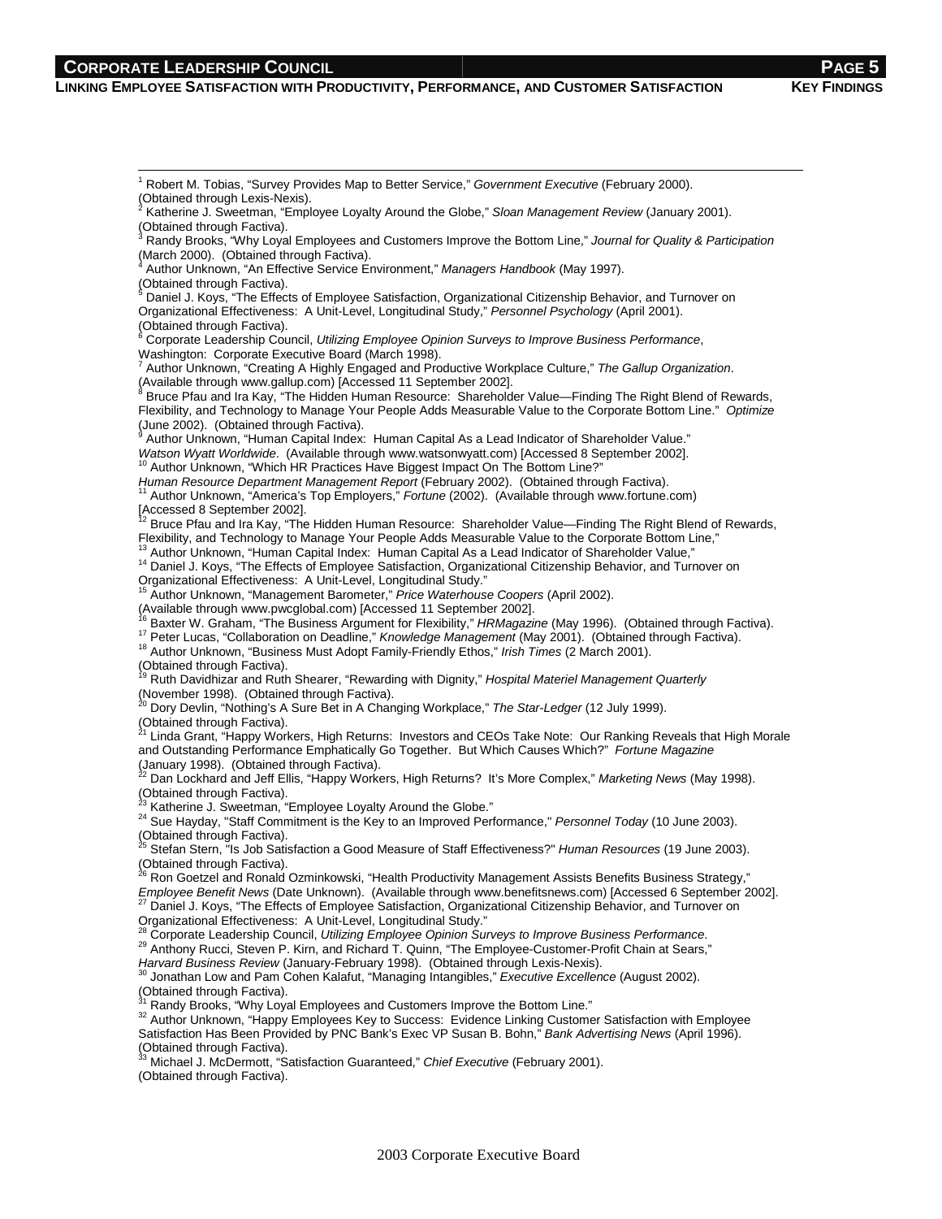[1] Robert M. Tobias, "Survey Provides Map to Better Service," *Government Executive* (February 2000). (Obtained through Lexis-Nexis).

[2] Katherine J. Sweetman, "Employee Loyalty Around the Globe," *Sloan Management Review* (January 2001). (Obtained through Factiva).

[3] Randy Brooks, "Why Loyal Employees and Customers Improve the Bottom Line," *Journal for Quality & Participation* (March 2000). (Obtained through Factiva).

[4] Author Unknown, "An Effective Service Environment," *Managers Handbook* (May 1997). (Obtained through Factiva).

[5] Daniel J. Koys, "The Effects of Employee Satisfaction, Organizational Citizenship Behavior, and Turnover on Organizational Effectiveness: A Unit-Level, Longitudinal Study," *Personnel Psychology* (April 2001). (Obtained through Factiva).

[6] Corporate Leadership Council, *Utilizing Employee Opinion Surveys to Improve Business Performance*, Washington: Corporate Executive Board (March 1998).

[7] Author Unknown, "Creating A Highly Engaged and Productive Workplace Culture," *The Gallup Organization*. (Available through www.gallup.com) [Accessed 11 September 2002].

[8] Bruce Pfau and Ira Kay, "The Hidden Human Resource: Shareholder Value—Finding The Right Blend of Rewards, Flexibility, and Technology to Manage Your People Adds Measurable Value to the Corporate Bottom Line." *Optimize* (June 2002). (Obtained through Factiva).

[9] Author Unknown, "Human Capital Index: Human Capital As a Lead Indicator of Shareholder Value." *Watson Wyatt Worldwide*. (Available through www.watsonwyatt.com) [Accessed 8 September 2002].

[10] Author Unknown, "Which HR Practices Have Biggest Impact On The Bottom Line?" *Human Resource Department Management Report* (February 2002). (Obtained through Factiva).

[11] Author Unknown, "America's Top Employers," *Fortune* (2002). (Available through www.fortune.com) [Accessed 8 September 2002].

[12] Bruce Pfau and Ira Kay, "The Hidden Human Resource: Shareholder Value—Finding The Right Blend of Rewards, Flexibility, and Technology to Manage Your People Adds Measurable Value to the Corporate Bottom Line,"

[13] Author Unknown, "Human Capital Index: Human Capital As a Lead Indicator of Shareholder Value,"

[14] Daniel J. Koys, "The Effects of Employee Satisfaction, Organizational Citizenship Behavior, and Turnover on Organizational Effectiveness: A Unit-Level, Longitudinal Study."

[15] Author Unknown, "Management Barometer," *Price Waterhouse Coopers* (April 2002). (Available through www.pwcglobal.com) [Accessed 11 September 2002].

[16] Baxter W. Graham, "The Business Argument for Flexibility," *HRMagazine* (May 1996). (Obtained through Factiva).

[17] Peter Lucas, "Collaboration on Deadline," *Knowledge Management* (May 2001). (Obtained through Factiva).

[18] Author Unknown, "Business Must Adopt Family-Friendly Ethos," *Irish Times* (2 March 2001). (Obtained through Factiva).

[19] Ruth Davidhizar and Ruth Shearer, "Rewarding with Dignity," *Hospital Materiel Management Quarterly* (November 1998). (Obtained through Factiva).

[20] Dory Devlin, "Nothing's A Sure Bet in A Changing Workplace," *The Star-Ledger* (12 July 1999). (Obtained through Factiva).

[21] Linda Grant, "Happy Workers, High Returns: Investors and CEOs Take Note: Our Ranking Reveals that High Morale and Outstanding Performance Emphatically Go Together. But Which Causes Which?" *Fortune Magazine* (January 1998). (Obtained through Factiva).

[22] Dan Lockhard and Jeff Ellis, "Happy Workers, High Returns? It's More Complex," *Marketing News* (May 1998). (Obtained through Factiva).

[23] Katherine J. Sweetman, "Employee Loyalty Around the Globe."

[24] Sue Hayday, "Staff Commitment is the Key to an Improved Performance," *Personnel Today* (10 June 2003). (Obtained through Factiva).

[25] Stefan Stern, "Is Job Satisfaction a Good Measure of Staff Effectiveness?" *Human Resources* (19 June 2003). (Obtained through Factiva).

[26] Ron Goetzel and Ronald Ozminkowski, "Health Productivity Management Assists Benefits Business Strategy," *Employee Benefit News* (Date Unknown). (Available through www.benefitsnews.com) [Accessed 6 September 2002].

[27] Daniel J. Koys, "The Effects of Employee Satisfaction, Organizational Citizenship Behavior, and Turnover on Organizational Effectiveness: A Unit-Level, Longitudinal Study."

[28] Corporate Leadership Council, *Utilizing Employee Opinion Surveys to Improve Business Performance*.

[29] Anthony Rucci, Steven P. Kirn, and Richard T. Quinn, "The Employee-Customer-Profit Chain at Sears," *Harvard Business Review* (January-February 1998). (Obtained through Lexis-Nexis).

[30] Jonathan Low and Pam Cohen Kalafut, "Managing Intangibles," *Executive Excellence* (August 2002). (Obtained through Factiva).

[31] Randy Brooks, "Why Loyal Employees and Customers Improve the Bottom Line."

[32] Author Unknown, "Happy Employees Key to Success: Evidence Linking Customer Satisfaction with Employee Satisfaction Has Been Provided by PNC Bank's Exec VP Susan B. Bohn," *Bank Advertising News* (April 1996). (Obtained through Factiva).

[33] Michael J. McDermott, "Satisfaction Guaranteed," *Chief Executive* (February 2001). (Obtained through Factiva).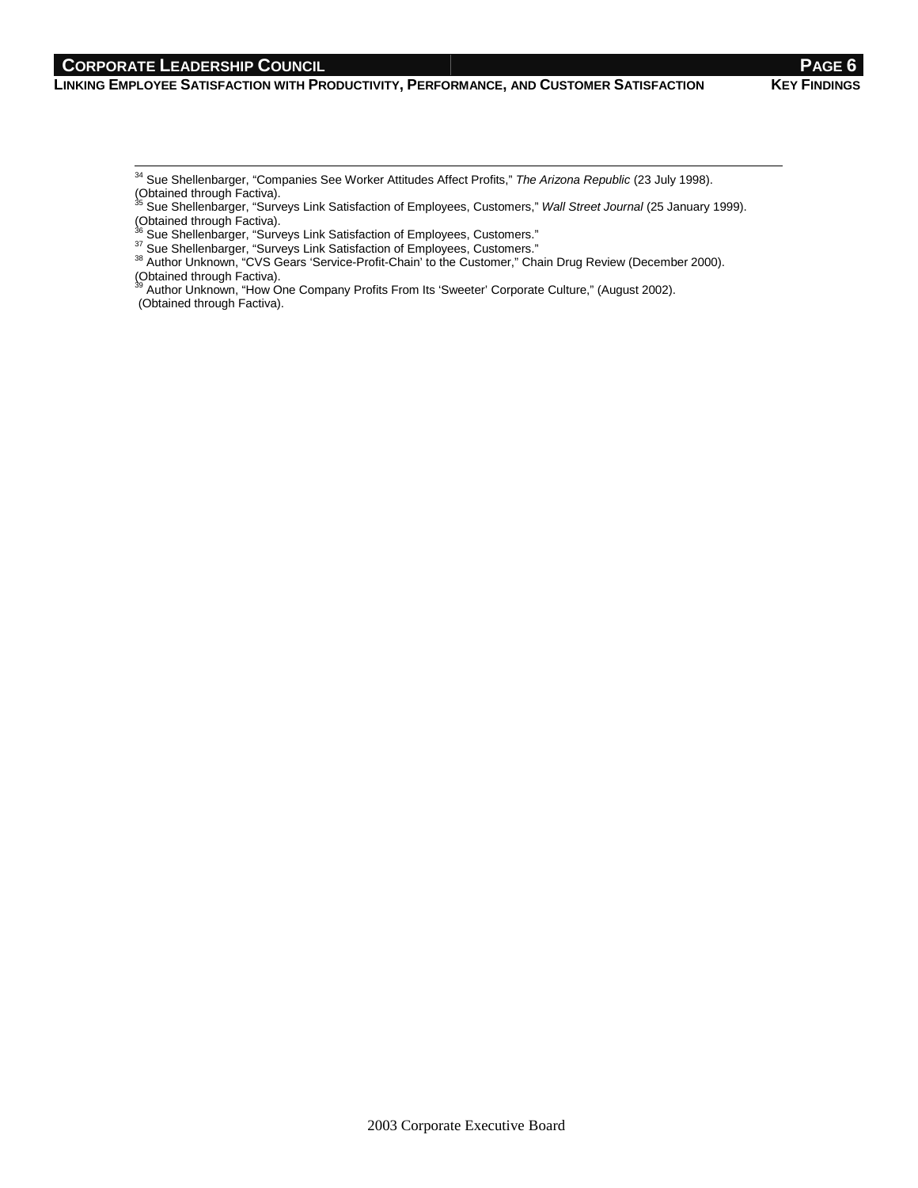[34] Sue Shellenbarger, "Companies See Worker Attitudes Affect Profits," *The Arizona Republic* (23 July 1998). (Obtained through Factiva).

[35] Sue Shellenbarger, "Surveys Link Satisfaction of Employees, Customers," *Wall Street Journal* (25 January 1999). (Obtained through Factiva).

[36] Sue Shellenbarger, "Surveys Link Satisfaction of Employees, Customers."

[37] Sue Shellenbarger, "Surveys Link Satisfaction of Employees, Customers."

[38] Author Unknown, "CVS Gears 'Service-Profit-Chain' to the Customer," Chain Drug Review (December 2000). (Obtained through Factiva).

[39] Author Unknown, "How One Company Profits From Its 'Sweeter' Corporate Culture," (August 2002). (Obtained through Factiva).